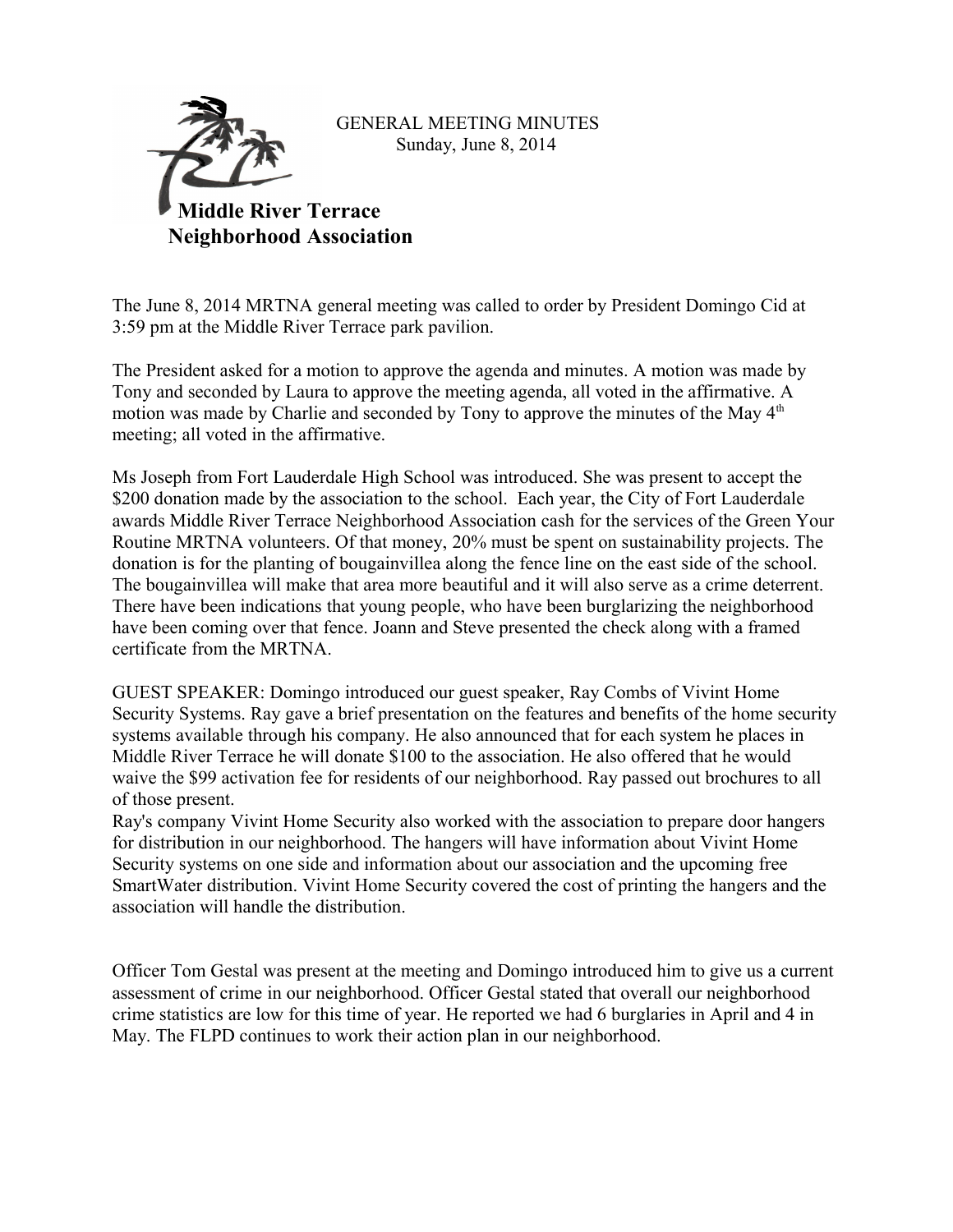GENERAL MEETING MINUTES
Sunday, June 8, 2014

**Middle River Terrace Neighborhood Association**

The June 8, 2014 MRTNA general meeting was called to order by President Domingo Cid at 3:59 pm at the Middle River Terrace park pavilion.

The President asked for a motion to approve the agenda and minutes. A motion was made by Tony and seconded by Laura to approve the meeting agenda, all voted in the affirmative. A motion was made by Charlie and seconded by Tony to approve the minutes of the May 4th meeting; all voted in the affirmative.

Ms Joseph from Fort Lauderdale High School was introduced. She was present to accept the $200 donation made by the association to the school. Each year, the City of Fort Lauderdale awards Middle River Terrace Neighborhood Association cash for the services of the Green Your Routine MRTNA volunteers. Of that money, 20% must be spent on sustainability projects. The donation is for the planting of bougainvillea along the fence line on the east side of the school. The bougainvillea will make that area more beautiful and it will also serve as a crime deterrent. There have been indications that young people, who have been burglarizing the neighborhood have been coming over that fence. Joann and Steve presented the check along with a framed certificate from the MRTNA.

GUEST SPEAKER: Domingo introduced our guest speaker, Ray Combs of Vivint Home Security Systems. Ray gave a brief presentation on the features and benefits of the home security systems available through his company. He also announced that for each system he places in Middle River Terrace he will donate $100 to the association. He also offered that he would waive the $99 activation fee for residents of our neighborhood. Ray passed out brochures to all of those present.
Ray's company Vivint Home Security also worked with the association to prepare door hangers for distribution in our neighborhood. The hangers will have information about Vivint Home Security systems on one side and information about our association and the upcoming free SmartWater distribution. Vivint Home Security covered the cost of printing the hangers and the association will handle the distribution.

Officer Tom Gestal was present at the meeting and Domingo introduced him to give us a current assessment of crime in our neighborhood. Officer Gestal stated that overall our neighborhood crime statistics are low for this time of year. He reported we had 6 burglaries in April and 4 in May. The FLPD continues to work their action plan in our neighborhood.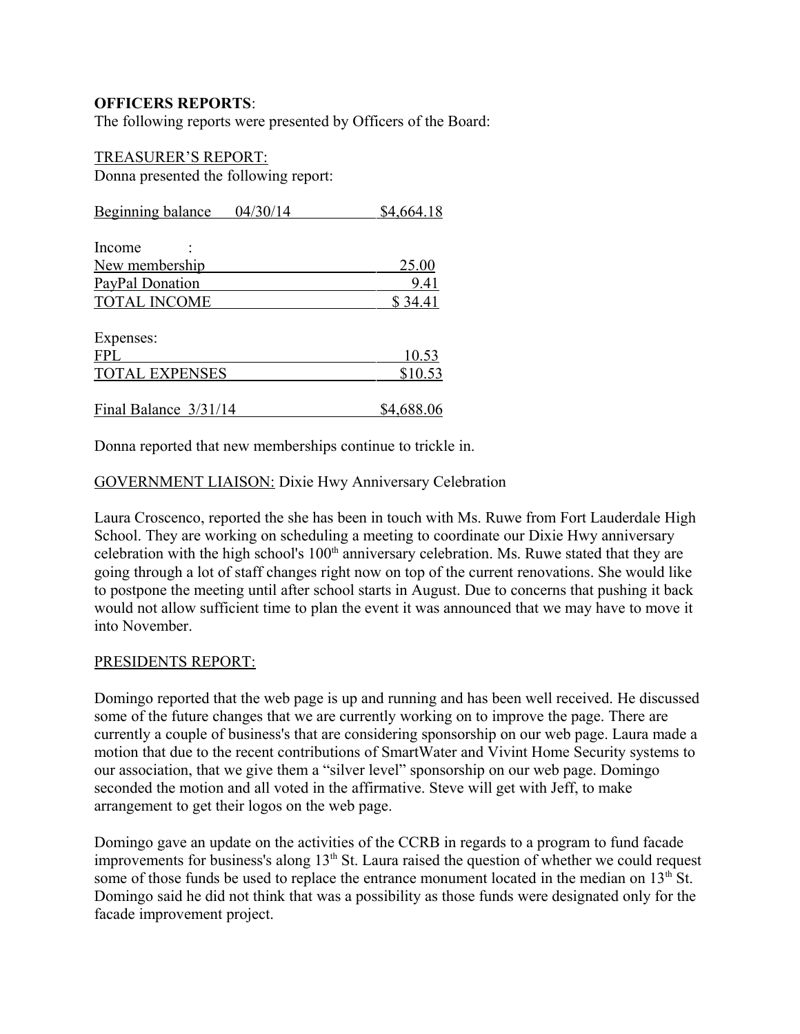**OFFICERS REPORTS**:
The following reports were presented by Officers of the Board:

TREASURER'S REPORT:
Donna presented the following report:

| Beginning balance 04/30/14 | $4,664.18 |
|---|---|
| Income : | |
| New membership | 25.00 |
| PayPal Donation | 9.41 |
| TOTAL INCOME | $ 34.41 |
| Expenses: | |
| FPL | 10.53 |
| TOTAL EXPENSES | $10.53 |
| Final Balance 3/31/14 | $4,688.06 |

Donna reported that new memberships continue to trickle in.

GOVERNMENT LIAISON: Dixie Hwy Anniversary Celebration

Laura Croscenco, reported the she has been in touch with Ms. Ruwe from Fort Lauderdale High School. They are working on scheduling a meeting to coordinate our Dixie Hwy anniversary celebration with the high school's 100th anniversary celebration. Ms. Ruwe stated that they are going through a lot of staff changes right now on top of the current renovations. She would like to postpone the meeting until after school starts in August. Due to concerns that pushing it back would not allow sufficient time to plan the event it was announced that we may have to move it into November.

PRESIDENTS REPORT:

Domingo reported that the web page is up and running and has been well received. He discussed some of the future changes that we are currently working on to improve the page. There are currently a couple of business's that are considering sponsorship on our web page. Laura made a motion that due to the recent contributions of SmartWater and Vivint Home Security systems to our association, that we give them a "silver level" sponsorship on our web page. Domingo seconded the motion and all voted in the affirmative. Steve will get with Jeff, to make arrangement to get their logos on the web page.

Domingo gave an update on the activities of the CCRB in regards to a program to fund facade improvements for business's along 13th St. Laura raised the question of whether we could request some of those funds be used to replace the entrance monument located in the median on 13th St. Domingo said he did not think that was a possibility as those funds were designated only for the facade improvement project.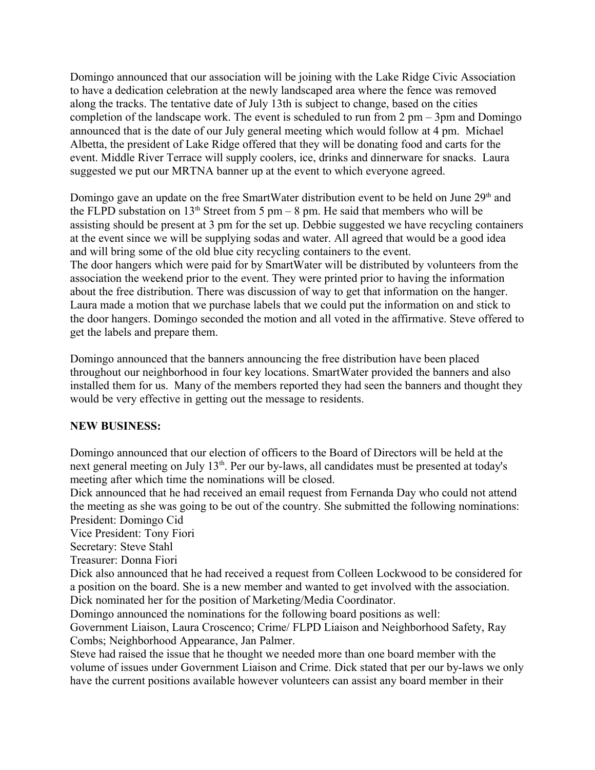Domingo announced that our association will be joining with the Lake Ridge Civic Association to have a dedication celebration at the newly landscaped area where the fence was removed along the tracks. The tentative date of July 13th is subject to change, based on the cities completion of the landscape work. The event is scheduled to run from 2 pm – 3pm and Domingo announced that is the date of our July general meeting which would follow at 4 pm. Michael Albetta, the president of Lake Ridge offered that they will be donating food and carts for the event. Middle River Terrace will supply coolers, ice, drinks and dinnerware for snacks. Laura suggested we put our MRTNA banner up at the event to which everyone agreed.

Domingo gave an update on the free SmartWater distribution event to be held on June 29th and the FLPD substation on 13th Street from 5 pm – 8 pm. He said that members who will be assisting should be present at 3 pm for the set up. Debbie suggested we have recycling containers at the event since we will be supplying sodas and water. All agreed that would be a good idea and will bring some of the old blue city recycling containers to the event.
The door hangers which were paid for by SmartWater will be distributed by volunteers from the association the weekend prior to the event. They were printed prior to having the information about the free distribution. There was discussion of way to get that information on the hanger. Laura made a motion that we purchase labels that we could put the information on and stick to the door hangers. Domingo seconded the motion and all voted in the affirmative. Steve offered to get the labels and prepare them.

Domingo announced that the banners announcing the free distribution have been placed throughout our neighborhood in four key locations. SmartWater provided the banners and also installed them for us. Many of the members reported they had seen the banners and thought they would be very effective in getting out the message to residents.

**NEW BUSINESS:**

Domingo announced that our election of officers to the Board of Directors will be held at the next general meeting on July 13th. Per our by-laws, all candidates must be presented at today's meeting after which time the nominations will be closed.
Dick announced that he had received an email request from Fernanda Day who could not attend the meeting as she was going to be out of the country. She submitted the following nominations:
President: Domingo Cid
Vice President: Tony Fiori
Secretary: Steve Stahl
Treasurer: Donna Fiori
Dick also announced that he had received a request from Colleen Lockwood to be considered for a position on the board. She is a new member and wanted to get involved with the association. Dick nominated her for the position of Marketing/Media Coordinator.
Domingo announced the nominations for the following board positions as well:
Government Liaison, Laura Croscenco; Crime/ FLPD Liaison and Neighborhood Safety, Ray Combs; Neighborhood Appearance, Jan Palmer.
Steve had raised the issue that he thought we needed more than one board member with the volume of issues under Government Liaison and Crime. Dick stated that per our by-laws we only have the current positions available however volunteers can assist any board member in their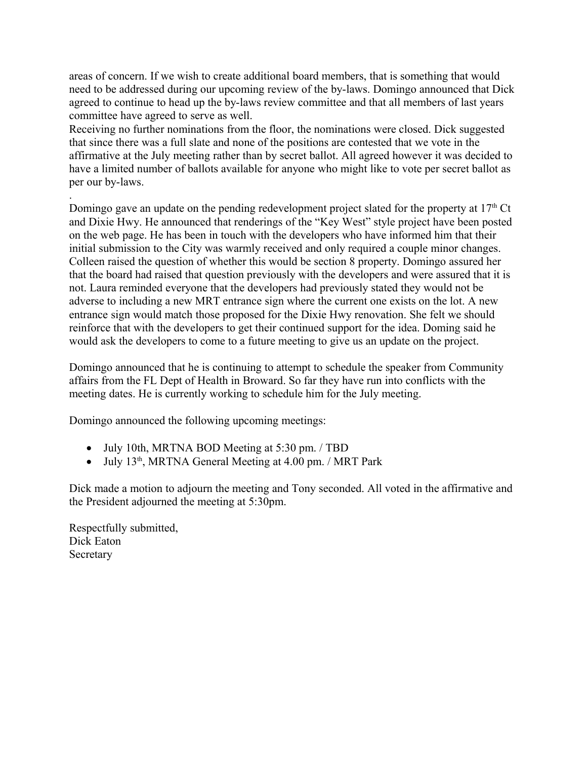areas of concern. If we wish to create additional board members, that is something that would need to be addressed during our upcoming review of the by-laws. Domingo announced that Dick agreed to continue to head up the by-laws review committee and that all members of last years committee have agreed to serve as well.
Receiving no further nominations from the floor, the nominations were closed. Dick suggested that since there was a full slate and none of the positions are contested that we vote in the affirmative at the July meeting rather than by secret ballot. All agreed however it was decided to have a limited number of ballots available for anyone who might like to vote per secret ballot as per our by-laws.

.

Domingo gave an update on the pending redevelopment project slated for the property at 17th Ct and Dixie Hwy. He announced that renderings of the "Key West" style project have been posted on the web page. He has been in touch with the developers who have informed him that their initial submission to the City was warmly received and only required a couple minor changes. Colleen raised the question of whether this would be section 8 property. Domingo assured her that the board had raised that question previously with the developers and were assured that it is not. Laura reminded everyone that the developers had previously stated they would not be adverse to including a new MRT entrance sign where the current one exists on the lot. A new entrance sign would match those proposed for the Dixie Hwy renovation. She felt we should reinforce that with the developers to get their continued support for the idea. Doming said he would ask the developers to come to a future meeting to give us an update on the project.

Domingo announced that he is continuing to attempt to schedule the speaker from Community affairs from the FL Dept of Health in Broward. So far they have run into conflicts with the meeting dates. He is currently working to schedule him for the July meeting.

Domingo announced the following upcoming meetings:

- July 10th, MRTNA BOD Meeting at 5:30 pm. / TBD
- July 13th, MRTNA General Meeting at 4.00 pm. / MRT Park

Dick made a motion to adjourn the meeting and Tony seconded. All voted in the affirmative and the President adjourned the meeting at 5:30pm.

Respectfully submitted,
Dick Eaton
Secretary